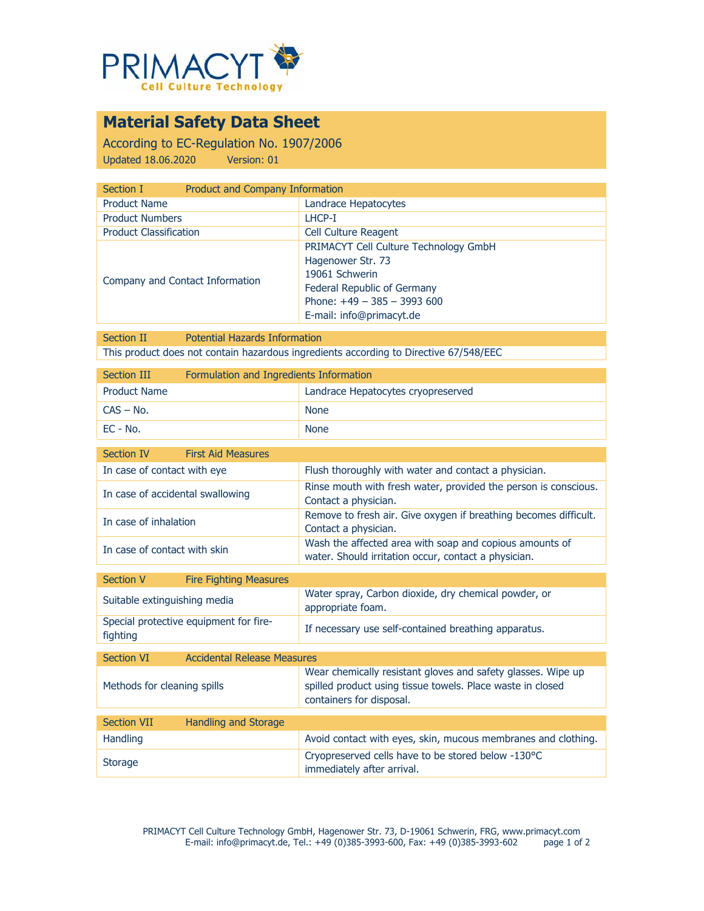PRIMACYT
Cell Culture Technology

# Material Safety Data Sheet

According to EC-Regulation No. 1907/2006

Updated 18.06.2020 Version: 01

| Section I | Product and Company Information |
|---|---|
| Product Name | Landrace Hepatocytes |
| Product Numbers | LHCP-I |
| Product Classification | Cell Culture Reagent |
| Company and Contact Information | PRIMACYT Cell Culture Technology GmbH<br>Hagenower Str. 73<br>19061 Schwerin<br>Federal Republic of Germany<br>Phone: +49 – 385 – 3993 600<br>E-mail: info@primacyt.de |

| Section II | Potential Hazards Information |
|---|---|
| This product does not contain hazardous ingredients according to Directive 67/548/EEC | |

| Section III | Formulation and Ingredients Information |
|---|---|
| Product Name | Landrace Hepatocytes cryopreserved |
| CAS – No. | None |
| EC - No. | None |

| Section IV | First Aid Measures |
|---|---|
| In case of contact with eye | Flush thoroughly with water and contact a physician. |
| In case of accidental swallowing | Rinse mouth with fresh water, provided the person is conscious. Contact a physician. |
| In case of inhalation | Remove to fresh air. Give oxygen if breathing becomes difficult. Contact a physician. |
| In case of contact with skin | Wash the affected area with soap and copious amounts of water. Should irritation occur, contact a physician. |

| Section V | Fire Fighting Measures |
|---|---|
| Suitable extinguishing media | Water spray, Carbon dioxide, dry chemical powder, or appropriate foam. |
| Special protective equipment for fire-fighting | If necessary use self-contained breathing apparatus. |

| Section VI | Accidental Release Measures |
|---|---|
| Methods for cleaning spills | Wear chemically resistant gloves and safety glasses. Wipe up spilled product using tissue towels. Place waste in closed containers for disposal. |

| Section VII | Handling and Storage |
|---|---|
| Handling | Avoid contact with eyes, skin, mucous membranes and clothing. |
| Storage | Cryopreserved cells have to be stored below -130°C immediately after arrival. |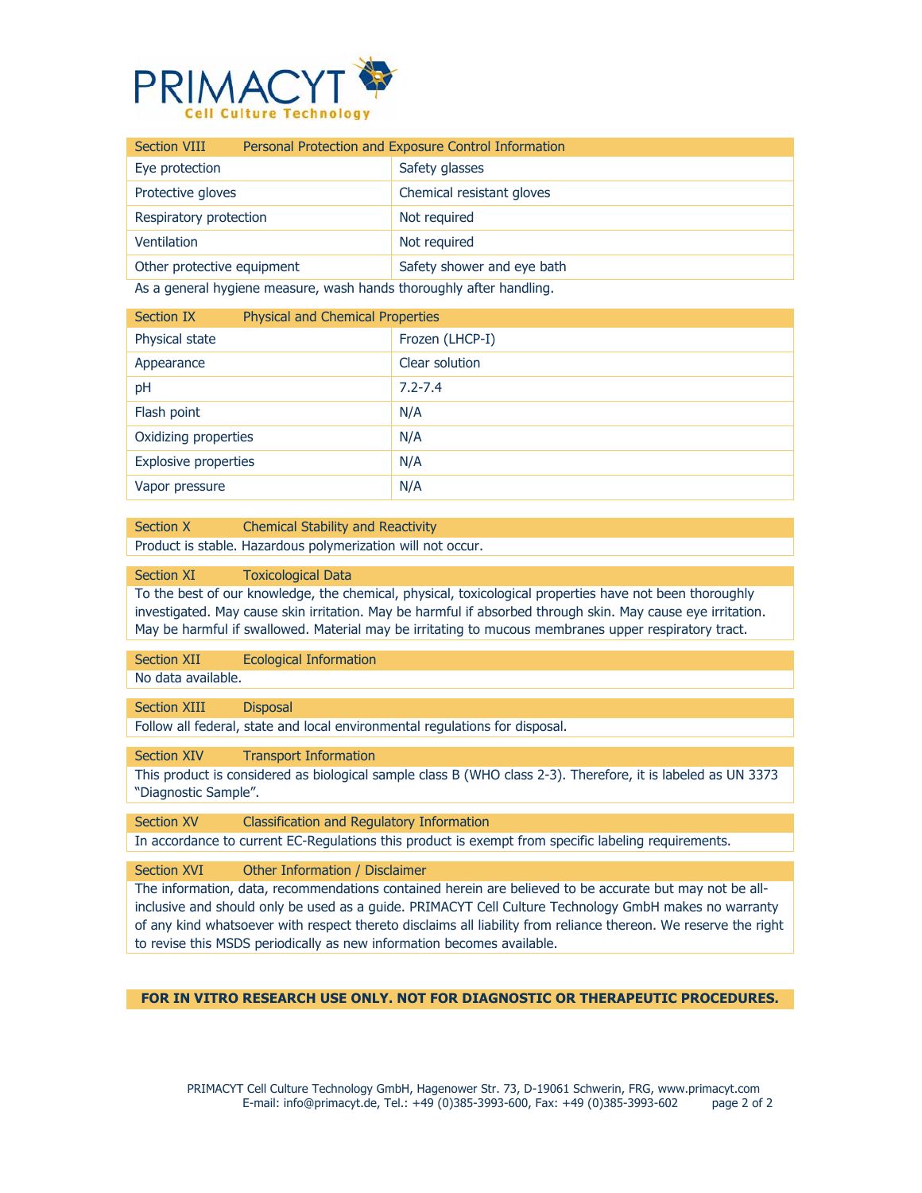PRIMACYT
Cell Culture Technology

| Section VIII | Personal Protection and Exposure Control Information |
|---|---|
| Eye protection | Safety glasses |
| Protective gloves | Chemical resistant gloves |
| Respiratory protection | Not required |
| Ventilation | Not required |
| Other protective equipment | Safety shower and eye bath |

As a general hygiene measure, wash hands thoroughly after handling.

| Section IX | Physical and Chemical Properties |
|---|---|
| Physical state | Frozen (LHCP-I) |
| Appearance | Clear solution |
| pH | 7.2-7.4 |
| Flash point | N/A |
| Oxidizing properties | N/A |
| Explosive properties | N/A |
| Vapor pressure | N/A |

## Section X Chemical Stability and Reactivity

Product is stable. Hazardous polymerization will not occur.

## Section XI Toxicological Data

To the best of our knowledge, the chemical, physical, toxicological properties have not been thoroughly investigated. May cause skin irritation. May be harmful if absorbed through skin. May cause eye irritation. May be harmful if swallowed. Material may be irritating to mucous membranes upper respiratory tract.

## Section XII Ecological Information

No data available.

## Section XIII Disposal

Follow all federal, state and local environmental regulations for disposal.

## Section XIV Transport Information

This product is considered as biological sample class B (WHO class 2-3). Therefore, it is labeled as UN 3373 "Diagnostic Sample".

## Section XV Classification and Regulatory Information

In accordance to current EC-Regulations this product is exempt from specific labeling requirements.

## Section XVI Other Information / Disclaimer

The information, data, recommendations contained herein are believed to be accurate but may not be all-inclusive and should only be used as a guide. PRIMACYT Cell Culture Technology GmbH makes no warranty of any kind whatsoever with respect thereto disclaims all liability from reliance thereon. We reserve the right to revise this MSDS periodically as new information becomes available.

**FOR IN VITRO RESEARCH USE ONLY. NOT FOR DIAGNOSTIC OR THERAPEUTIC PROCEDURES.**

PRIMACYT Cell Culture Technology GmbH, Hagenower Str. 73, D-19061 Schwerin, FRG, www.primacyt.com
E-mail: info@primacyt.de, Tel.: +49 (0)385-3993-600, Fax: +49 (0)385-3993-602